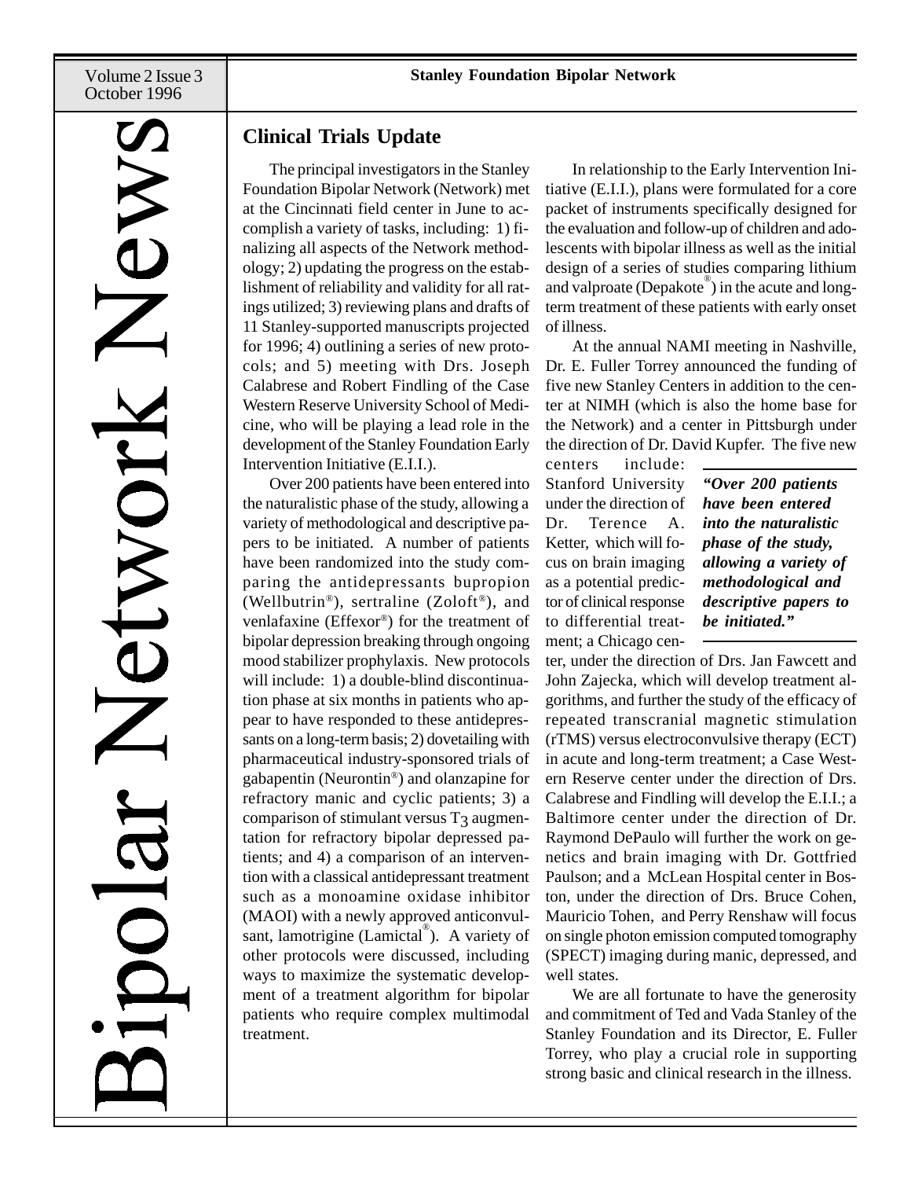# Bipolar Network News

## Clinical Trials Update

The principal investigators in the Stanley Foundation Bipolar Network (Network) met at the Cincinnati field center in June to accomplish a variety of tasks, including: 1) finalizing all aspects of the Network methodology; 2) updating the progress on the establishment of reliability and validity for all ratings utilized; 3) reviewing plans and drafts of 11 Stanley-supported manuscripts projected for 1996; 4) outlining a series of new protocols; and 5) meeting with Drs. Joseph Calabrese and Robert Findling of the Case Western Reserve University School of Medicine, who will be playing a lead role in the development of the Stanley Foundation Early Intervention Initiative (E.I.I.).

Over 200 patients have been entered into the naturalistic phase of the study, allowing a variety of methodological and descriptive papers to be initiated. A number of patients have been randomized into the study comparing the antidepressants bupropion (Wellbutrin®), sertraline (Zoloft®), and venlafaxine (Effexor®) for the treatment of bipolar depression breaking through ongoing mood stabilizer prophylaxis. New protocols will include: 1) a double-blind discontinuation phase at six months in patients who appear to have responded to these antidepressants on a long-term basis; 2) dovetailing with pharmaceutical industry-sponsored trials of gabapentin (Neurontin®) and olanzapine for refractory manic and cyclic patients; 3) a comparison of stimulant versus $T_3$ augmentation for refractory bipolar depressed patients; and 4) a comparison of an intervention with a classical antidepressant treatment such as a monoamine oxidase inhibitor (MAOI) with a newly approved anticonvulsant, lamotrigine (Lamictal®). A variety of other protocols were discussed, including ways to maximize the systematic development of a treatment algorithm for bipolar patients who require complex multimodal treatment.

In relationship to the Early Intervention Initiative (E.I.I.), plans were formulated for a core packet of instruments specifically designed for the evaluation and follow-up of children and adolescents with bipolar illness as well as the initial design of a series of studies comparing lithium and valproate (Depakote®) in the acute and long-term treatment of these patients with early onset of illness.

At the annual NAMI meeting in Nashville, Dr. E. Fuller Torrey announced the funding of five new Stanley Centers in addition to the center at NIMH (which is also the home base for the Network) and a center in Pittsburgh under the direction of Dr. David Kupfer. The five new centers include: Stanford University under the direction of Dr. Terence A. Ketter, which will focus on brain imaging as a potential predictor of clinical response to differential treatment; a Chicago center, under the direction of Drs. Jan Fawcett and John Zajecka, which will develop treatment algorithms, and further the study of the efficacy of repeated transcranial magnetic stimulation (rTMS) versus electroconvulsive therapy (ECT) in acute and long-term treatment; a Case Western Reserve center under the direction of Drs. Calabrese and Findling will develop the E.I.I.; a Baltimore center under the direction of Dr. Raymond DePaulo will further the work on genetics and brain imaging with Dr. Gottfried Paulson; and a McLean Hospital center in Boston, under the direction of Drs. Bruce Cohen, Mauricio Tohen, and Perry Renshaw will focus on single photon emission computed tomography (SPECT) imaging during manic, depressed, and well states.

> ***"Over 200 patients have been entered into the naturalistic phase of the study, allowing a variety of methodological and descriptive papers to be initiated."***

We are all fortunate to have the generosity and commitment of Ted and Vada Stanley of the Stanley Foundation and its Director, E. Fuller Torrey, who play a crucial role in supporting strong basic and clinical research in the illness.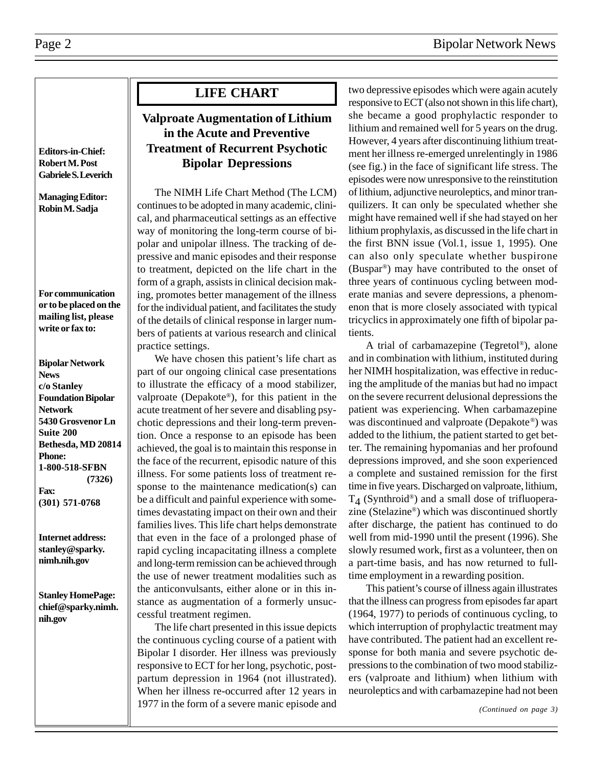**Editors-in-Chief:**
**Robert M. Post**
**Gabriele S. Leverich**

**Managing Editor:**
**Robin M. Sadja**

**For communication or to be placed on the mailing list, please write or fax to:**

**Bipolar Network News**
**c/o Stanley Foundation Bipolar Network**
**5430 Grosvenor Ln Suite 200**
**Bethesda, MD 20814**
**Phone:**
**1-800-518-SFBN (7326)**
**Fax:**
**(301) 571-0768**

**Internet address:**
**stanley@sparky.nimh.nih.gov**

**Stanley HomePage:**
**chief@sparky.nimh.nih.gov**

# LIFE CHART

## Valproate Augmentation of Lithium in the Acute and Preventive Treatment of Recurrent Psychotic Bipolar Depressions

The NIMH Life Chart Method (The LCM) continues to be adopted in many academic, clinical, and pharmaceutical settings as an effective way of monitoring the long-term course of bipolar and unipolar illness. The tracking of depressive and manic episodes and their response to treatment, depicted on the life chart in the form of a graph, assists in clinical decision making, promotes better management of the illness for the individual patient, and facilitates the study of the details of clinical response in larger numbers of patients at various research and clinical practice settings.

We have chosen this patient's life chart as part of our ongoing clinical case presentations to illustrate the efficacy of a mood stabilizer, valproate (Depakote®), for this patient in the acute treatment of her severe and disabling psychotic depressions and their long-term prevention. Once a response to an episode has been achieved, the goal is to maintain this response in the face of the recurrent, episodic nature of this illness. For some patients loss of treatment response to the maintenance medication(s) can be a difficult and painful experience with sometimes devastating impact on their own and their families lives. This life chart helps demonstrate that even in the face of a prolonged phase of rapid cycling incapacitating illness a complete and long-term remission can be achieved through the use of newer treatment modalities such as the anticonvulsants, either alone or in this instance as augmentation of a formerly unsuccessful treatment regimen.

The life chart presented in this issue depicts the continuous cycling course of a patient with Bipolar I disorder. Her illness was previously responsive to ECT for her long, psychotic, postpartum depression in 1964 (not illustrated). When her illness re-occurred after 12 years in 1977 in the form of a severe manic episode and two depressive episodes which were again acutely responsive to ECT (also not shown in this life chart), she became a good prophylactic responder to lithium and remained well for 5 years on the drug. However, 4 years after discontinuing lithium treatment her illness re-emerged unrelentingly in 1986 (see fig.) in the face of significant life stress. The episodes were now unresponsive to the reinstitution of lithium, adjunctive neuroleptics, and minor tranquilizers. It can only be speculated whether she might have remained well if she had stayed on her lithium prophylaxis, as discussed in the life chart in the first BNN issue (Vol.1, issue 1, 1995). One can also only speculate whether buspirone (Buspar®) may have contributed to the onset of three years of continuous cycling between moderate manias and severe depressions, a phenomenon that is more closely associated with typical tricyclics in approximately one fifth of bipolar patients.

A trial of carbamazepine (Tegretol®), alone and in combination with lithium, instituted during her NIMH hospitalization, was effective in reducing the amplitude of the manias but had no impact on the severe recurrent delusional depressions the patient was experiencing. When carbamazepine was discontinued and valproate (Depakote®) was added to the lithium, the patient started to get better. The remaining hypomanias and her profound depressions improved, and she soon experienced a complete and sustained remission for the first time in five years. Discharged on valproate, lithium, $T_4$ (Synthroid®) and a small dose of trifluoperazine (Stelazine®) which was discontinued shortly after discharge, the patient has continued to do well from mid-1990 until the present (1996). She slowly resumed work, first as a volunteer, then on a part-time basis, and has now returned to full-time employment in a rewarding position.

This patient's course of illness again illustrates that the illness can progress from episodes far apart (1964, 1977) to periods of continuous cycling, to which interruption of prophylactic treatment may have contributed. The patient had an excellent response for both mania and severe psychotic depressions to the combination of two mood stabilizers (valproate and lithium) when lithium with neuroleptics and with carbamazepine had not been

*(Continued on page 3)*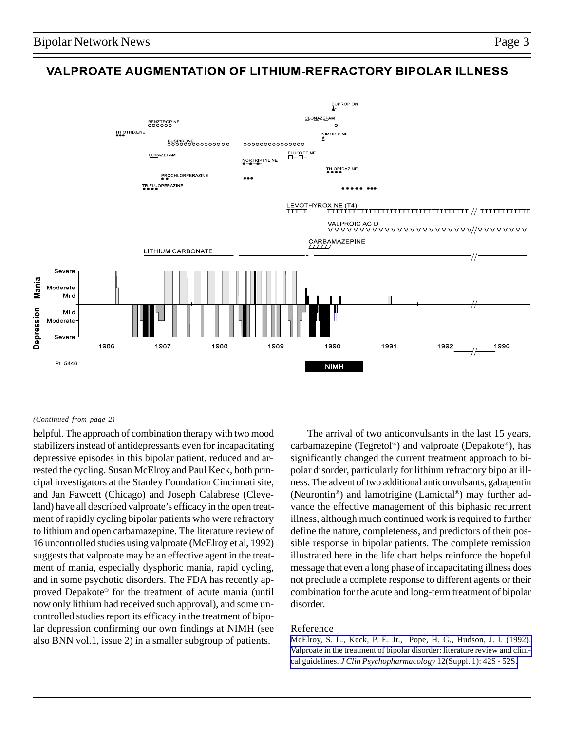## VALPROATE AUGMENTATION OF LITHIUM-REFRACTORY BIPOLAR ILLNESS

*(Continued from page 2)*

helpful. The approach of combination therapy with two mood stabilizers instead of antidepressants even for incapacitating depressive episodes in this bipolar patient, reduced and arrested the cycling. Susan McElroy and Paul Keck, both principal investigators at the Stanley Foundation Cincinnati site, and Jan Fawcett (Chicago) and Joseph Calabrese (Cleveland) have all described valproate's efficacy in the open treatment of rapidly cycling bipolar patients who were refractory to lithium and open carbamazepine. The literature review of 16 uncontrolled studies using valproate (McElroy et al, 1992) suggests that valproate may be an effective agent in the treatment of mania, especially dysphoric mania, rapid cycling, and in some psychotic disorders. The FDA has recently approved Depakote® for the treatment of acute mania (until now only lithium had received such approval), and some uncontrolled studies report its efficacy in the treatment of bipolar depression confirming our own findings at NIMH (see also BNN vol.1, issue 2) in a smaller subgroup of patients.

The arrival of two anticonvulsants in the last 15 years, carbamazepine (Tegretol®) and valproate (Depakote®), has significantly changed the current treatment approach to bipolar disorder, particularly for lithium refractory bipolar illness. The advent of two additional anticonvulsants, gabapentin (Neurontin®) and lamotrigine (Lamictal®) may further advance the effective management of this biphasic recurrent illness, although much continued work is required to further define the nature, completeness, and predictors of their possible response in bipolar patients. The complete remission illustrated here in the life chart helps reinforce the hopeful message that even a long phase of incapacitating illness does not preclude a complete response to different agents or their combination for the acute and long-term treatment of bipolar disorder.

### Reference

McElroy, S. L., Keck, P. E. Jr., Pope, H. G., Hudson, J. I. (1992). Valproate in the treatment of bipolar disorder: literature review and clinical guidelines. *J Clin Psychopharmacology* 12(Suppl. 1): 42S - 52S.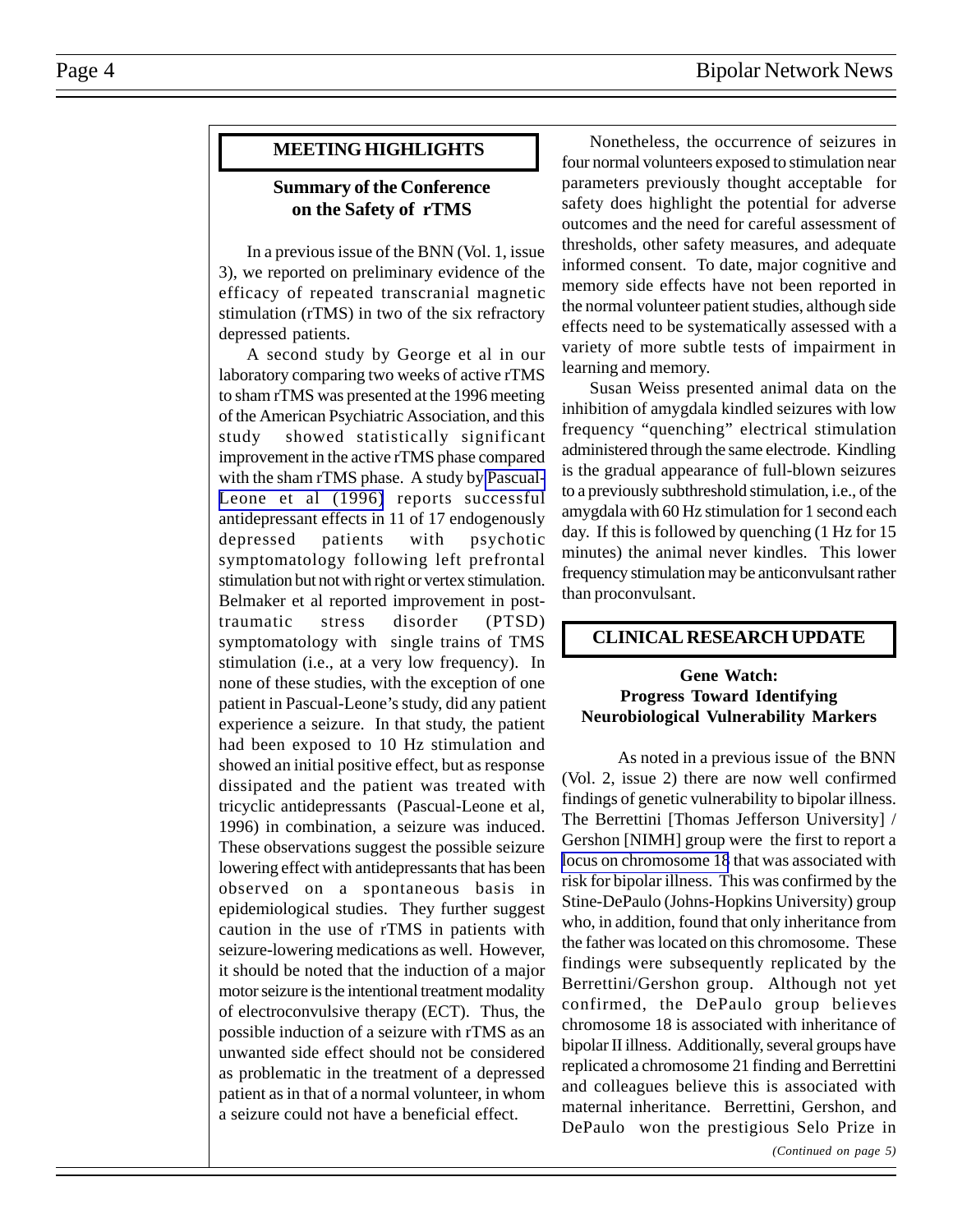## MEETING HIGHLIGHTS

### Summary of the Conference on the Safety of rTMS

In a previous issue of the BNN (Vol. 1, issue 3), we reported on preliminary evidence of the efficacy of repeated transcranial magnetic stimulation (rTMS) in two of the six refractory depressed patients.

A second study by George et al in our laboratory comparing two weeks of active rTMS to sham rTMS was presented at the 1996 meeting of the American Psychiatric Association, and this study showed statistically significant improvement in the active rTMS phase compared with the sham rTMS phase. A study by Pascual-Leone et al (1996) reports successful antidepressant effects in 11 of 17 endogenously depressed patients with psychotic symptomatology following left prefrontal stimulation but not with right or vertex stimulation. Belmaker et al reported improvement in post-traumatic stress disorder (PTSD) symptomatology with single trains of TMS stimulation (i.e., at a very low frequency). In none of these studies, with the exception of one patient in Pascual-Leone's study, did any patient experience a seizure. In that study, the patient had been exposed to 10 Hz stimulation and showed an initial positive effect, but as response dissipated and the patient was treated with tricyclic antidepressants (Pascual-Leone et al, 1996) in combination, a seizure was induced. These observations suggest the possible seizure lowering effect with antidepressants that has been observed on a spontaneous basis in epidemiological studies. They further suggest caution in the use of rTMS in patients with seizure-lowering medications as well. However, it should be noted that the induction of a major motor seizure is the intentional treatment modality of electroconvulsive therapy (ECT). Thus, the possible induction of a seizure with rTMS as an unwanted side effect should not be considered as problematic in the treatment of a depressed patient as in that of a normal volunteer, in whom a seizure could not have a beneficial effect.

Nonetheless, the occurrence of seizures in four normal volunteers exposed to stimulation near parameters previously thought acceptable for safety does highlight the potential for adverse outcomes and the need for careful assessment of thresholds, other safety measures, and adequate informed consent. To date, major cognitive and memory side effects have not been reported in the normal volunteer patient studies, although side effects need to be systematically assessed with a variety of more subtle tests of impairment in learning and memory.

Susan Weiss presented animal data on the inhibition of amygdala kindled seizures with low frequency "quenching" electrical stimulation administered through the same electrode. Kindling is the gradual appearance of full-blown seizures to a previously subthreshold stimulation, i.e., of the amygdala with 60 Hz stimulation for 1 second each day. If this is followed by quenching (1 Hz for 15 minutes) the animal never kindles. This lower frequency stimulation may be anticonvulsant rather than proconvulsant.

## CLINICAL RESEARCH UPDATE

### Gene Watch: Progress Toward Identifying Neurobiological Vulnerability Markers

As noted in a previous issue of the BNN (Vol. 2, issue 2) there are now well confirmed findings of genetic vulnerability to bipolar illness. The Berrettini [Thomas Jefferson University] / Gershon [NIMH] group were the first to report a locus on chromosome 18 that was associated with risk for bipolar illness. This was confirmed by the Stine-DePaulo (Johns-Hopkins University) group who, in addition, found that only inheritance from the father was located on this chromosome. These findings were subsequently replicated by the Berrettini/Gershon group. Although not yet confirmed, the DePaulo group believes chromosome 18 is associated with inheritance of bipolar II illness. Additionally, several groups have replicated a chromosome 21 finding and Berrettini and colleagues believe this is associated with maternal inheritance. Berrettini, Gershon, and DePaulo won the prestigious Selo Prize in

*(Continued on page 5)*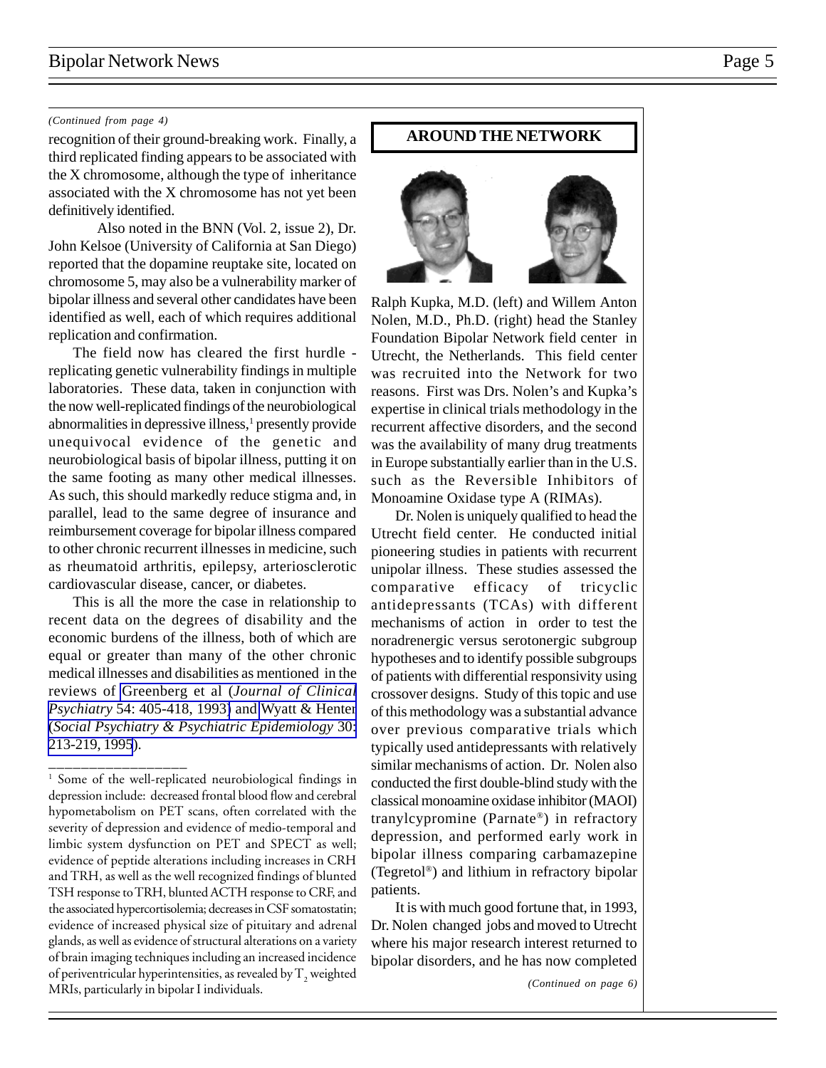*(Continued from page 4)*

recognition of their ground-breaking work. Finally, a third replicated finding appears to be associated with the X chromosome, although the type of inheritance associated with the X chromosome has not yet been definitively identified.

Also noted in the BNN (Vol. 2, issue 2), Dr. John Kelsoe (University of California at San Diego) reported that the dopamine reuptake site, located on chromosome 5, may also be a vulnerability marker of bipolar illness and several other candidates have been identified as well, each of which requires additional replication and confirmation.

The field now has cleared the first hurdle - replicating genetic vulnerability findings in multiple laboratories. These data, taken in conjunction with the now well-replicated findings of the neurobiological abnormalities in depressive illness,[1] presently provide unequivocal evidence of the genetic and neurobiological basis of bipolar illness, putting it on the same footing as many other medical illnesses. As such, this should markedly reduce stigma and, in parallel, lead to the same degree of insurance and reimbursement coverage for bipolar illness compared to other chronic recurrent illnesses in medicine, such as rheumatoid arthritis, epilepsy, arteriosclerotic cardiovascular disease, cancer, or diabetes.

This is all the more the case in relationship to recent data on the degrees of disability and the economic burdens of the illness, both of which are equal or greater than many of the other chronic medical illnesses and disabilities as mentioned in the reviews of Greenberg et al (*Journal of Clinical Psychiatry* 54: 405-418, 1993) and Wyatt & Henter (*Social Psychiatry & Psychiatric Epidemiology* 30: 213-219, 1995).

---

[1] Some of the well-replicated neurobiological findings in depression include: decreased frontal blood flow and cerebral hypometabolism on PET scans, often correlated with the severity of depression and evidence of medio-temporal and limbic system dysfunction on PET and SPECT as well; evidence of peptide alterations including increases in CRH and TRH, as well as the well recognized findings of blunted TSH response to TRH, blunted ACTH response to CRF, and the associated hypercortisolemia; decreases in CSF somatostatin; evidence of increased physical size of pituitary and adrenal glands, as well as evidence of structural alterations on a variety of brain imaging techniques including an increased incidence of periventricular hyperintensities, as revealed by $T_2$ weighted MRIs, particularly in bipolar I individuals.

## AROUND THE NETWORK

Ralph Kupka, M.D. (left) and Willem Anton Nolen, M.D., Ph.D. (right) head the Stanley Foundation Bipolar Network field center in Utrecht, the Netherlands. This field center was recruited into the Network for two reasons. First was Drs. Nolen's and Kupka's expertise in clinical trials methodology in the recurrent affective disorders, and the second was the availability of many drug treatments in Europe substantially earlier than in the U.S. such as the Reversible Inhibitors of Monoamine Oxidase type A (RIMAs).

Dr. Nolen is uniquely qualified to head the Utrecht field center. He conducted initial pioneering studies in patients with recurrent unipolar illness. These studies assessed the comparative efficacy of tricyclic antidepressants (TCAs) with different mechanisms of action in order to test the noradrenergic versus serotonergic subgroup hypotheses and to identify possible subgroups of patients with differential responsivity using crossover designs. Study of this topic and use of this methodology was a substantial advance over previous comparative trials which typically used antidepressants with relatively similar mechanisms of action. Dr. Nolen also conducted the first double-blind study with the classical monoamine oxidase inhibitor (MAOI) tranylcypromine (Parnate®) in refractory depression, and performed early work in bipolar illness comparing carbamazepine (Tegretol®) and lithium in refractory bipolar patients.

It is with much good fortune that, in 1993, Dr. Nolen changed jobs and moved to Utrecht where his major research interest returned to bipolar disorders, and he has now completed

*(Continued on page 6)*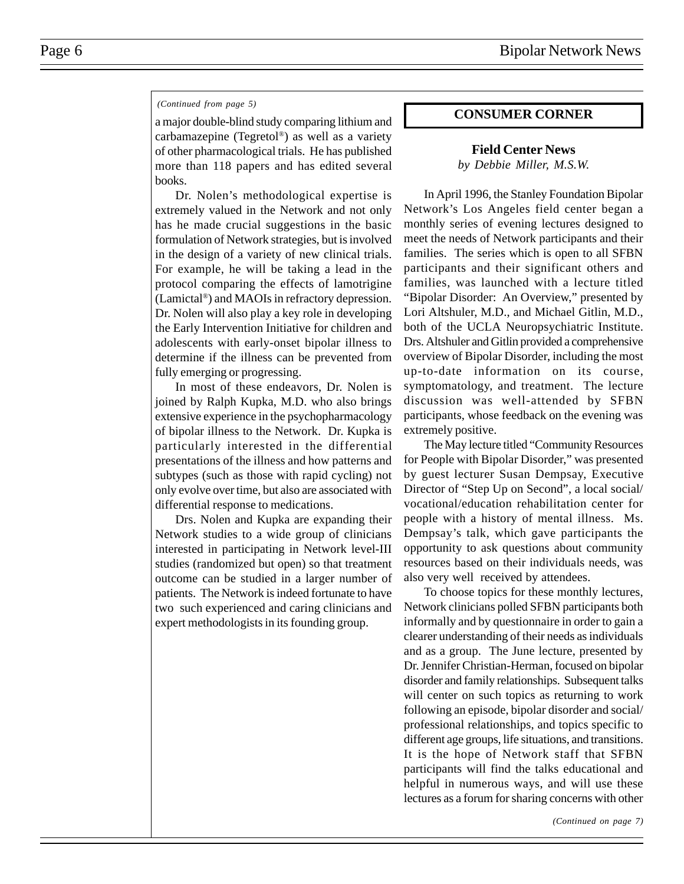*(Continued from page 5)*

a major double-blind study comparing lithium and carbamazepine (Tegretol®) as well as a variety of other pharmacological trials. He has published more than 118 papers and has edited several books.

Dr. Nolen's methodological expertise is extremely valued in the Network and not only has he made crucial suggestions in the basic formulation of Network strategies, but is involved in the design of a variety of new clinical trials. For example, he will be taking a lead in the protocol comparing the effects of lamotrigine (Lamictal®) and MAOIs in refractory depression. Dr. Nolen will also play a key role in developing the Early Intervention Initiative for children and adolescents with early-onset bipolar illness to determine if the illness can be prevented from fully emerging or progressing.

In most of these endeavors, Dr. Nolen is joined by Ralph Kupka, M.D. who also brings extensive experience in the psychopharmacology of bipolar illness to the Network. Dr. Kupka is particularly interested in the differential presentations of the illness and how patterns and subtypes (such as those with rapid cycling) not only evolve over time, but also are associated with differential response to medications.

Drs. Nolen and Kupka are expanding their Network studies to a wide group of clinicians interested in participating in Network level-III studies (randomized but open) so that treatment outcome can be studied in a larger number of patients. The Network is indeed fortunate to have two such experienced and caring clinicians and expert methodologists in its founding group.

## CONSUMER CORNER

### Field Center News

*by Debbie Miller, M.S.W.*

In April 1996, the Stanley Foundation Bipolar Network's Los Angeles field center began a monthly series of evening lectures designed to meet the needs of Network participants and their families. The series which is open to all SFBN participants and their significant others and families, was launched with a lecture titled "Bipolar Disorder: An Overview," presented by Lori Altshuler, M.D., and Michael Gitlin, M.D., both of the UCLA Neuropsychiatric Institute. Drs. Altshuler and Gitlin provided a comprehensive overview of Bipolar Disorder, including the most up-to-date information on its course, symptomatology, and treatment. The lecture discussion was well-attended by SFBN participants, whose feedback on the evening was extremely positive.

The May lecture titled "Community Resources for People with Bipolar Disorder," was presented by guest lecturer Susan Dempsay, Executive Director of "Step Up on Second", a local social/ vocational/education rehabilitation center for people with a history of mental illness. Ms. Dempsay's talk, which gave participants the opportunity to ask questions about community resources based on their individuals needs, was also very well received by attendees.

To choose topics for these monthly lectures, Network clinicians polled SFBN participants both informally and by questionnaire in order to gain a clearer understanding of their needs as individuals and as a group. The June lecture, presented by Dr. Jennifer Christian-Herman, focused on bipolar disorder and family relationships. Subsequent talks will center on such topics as returning to work following an episode, bipolar disorder and social/ professional relationships, and topics specific to different age groups, life situations, and transitions. It is the hope of Network staff that SFBN participants will find the talks educational and helpful in numerous ways, and will use these lectures as a forum for sharing concerns with other

*(Continued on page 7)*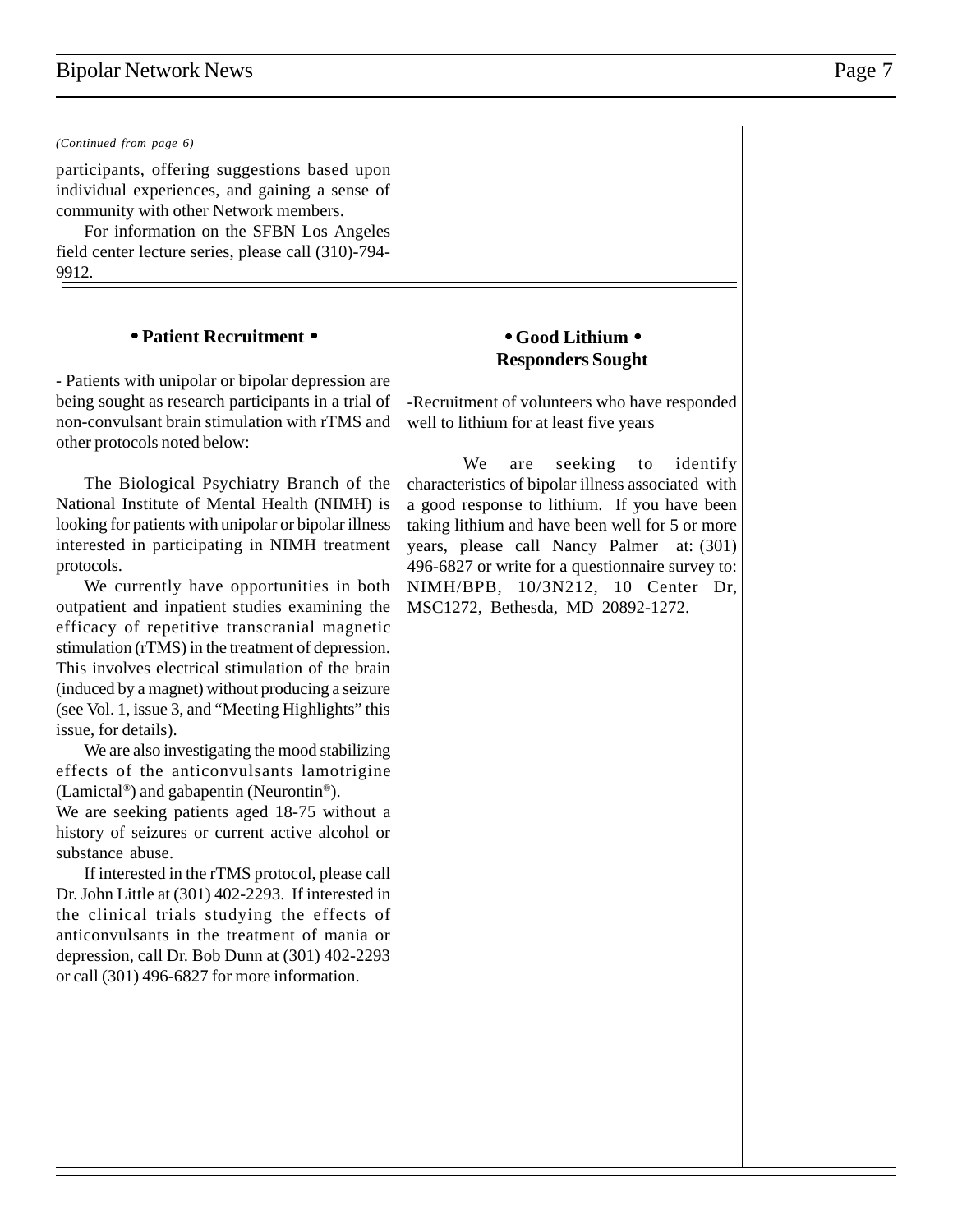*(Continued from page 6)*

participants, offering suggestions based upon individual experiences, and gaining a sense of community with other Network members.

For information on the SFBN Los Angeles field center lecture series, please call (310)-794-9912.

## • Patient Recruitment •

- Patients with unipolar or bipolar depression are being sought as research participants in a trial of non-convulsant brain stimulation with rTMS and other protocols noted below:

The Biological Psychiatry Branch of the National Institute of Mental Health (NIMH) is looking for patients with unipolar or bipolar illness interested in participating in NIMH treatment protocols.

We currently have opportunities in both outpatient and inpatient studies examining the efficacy of repetitive transcranial magnetic stimulation (rTMS) in the treatment of depression. This involves electrical stimulation of the brain (induced by a magnet) without producing a seizure (see Vol. 1, issue 3, and "Meeting Highlights" this issue, for details).

We are also investigating the mood stabilizing effects of the anticonvulsants lamotrigine (Lamictal®) and gabapentin (Neurontin®).

We are seeking patients aged 18-75 without a history of seizures or current active alcohol or substance abuse.

If interested in the rTMS protocol, please call Dr. John Little at (301) 402-2293. If interested in the clinical trials studying the effects of anticonvulsants in the treatment of mania or depression, call Dr. Bob Dunn at (301) 402-2293 or call (301) 496-6827 for more information.

## • Good Lithium • Responders Sought

-Recruitment of volunteers who have responded well to lithium for at least five years

We are seeking to identify characteristics of bipolar illness associated with a good response to lithium. If you have been taking lithium and have been well for 5 or more years, please call Nancy Palmer at: (301) 496-6827 or write for a questionnaire survey to: NIMH/BPB, 10/3N212, 10 Center Dr, MSC1272, Bethesda, MD 20892-1272.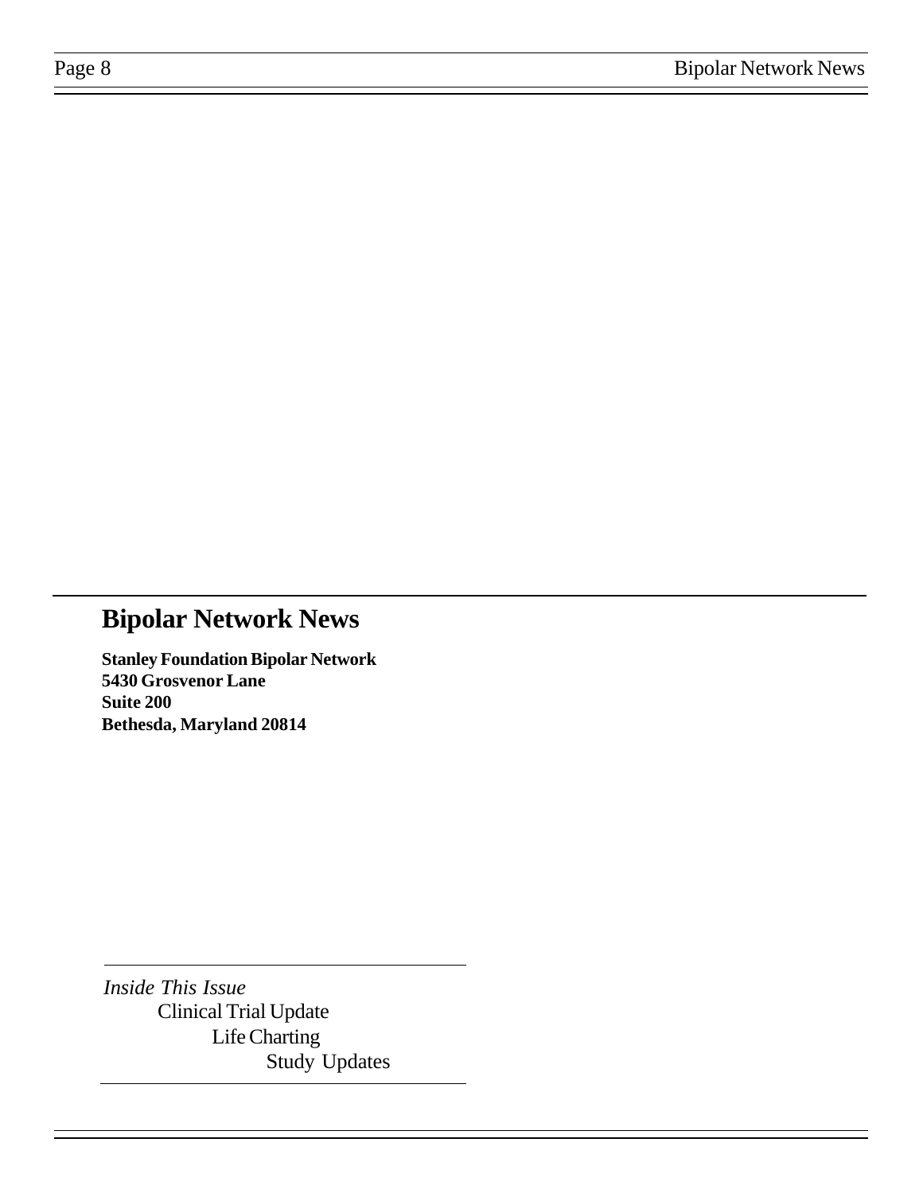# Bipolar Network News

**Stanley Foundation Bipolar Network**
**5430 Grosvenor Lane**
**Suite 200**
**Bethesda, Maryland 20814**

*Inside This Issue*

Clinical Trial Update

Life Charting

Study Updates